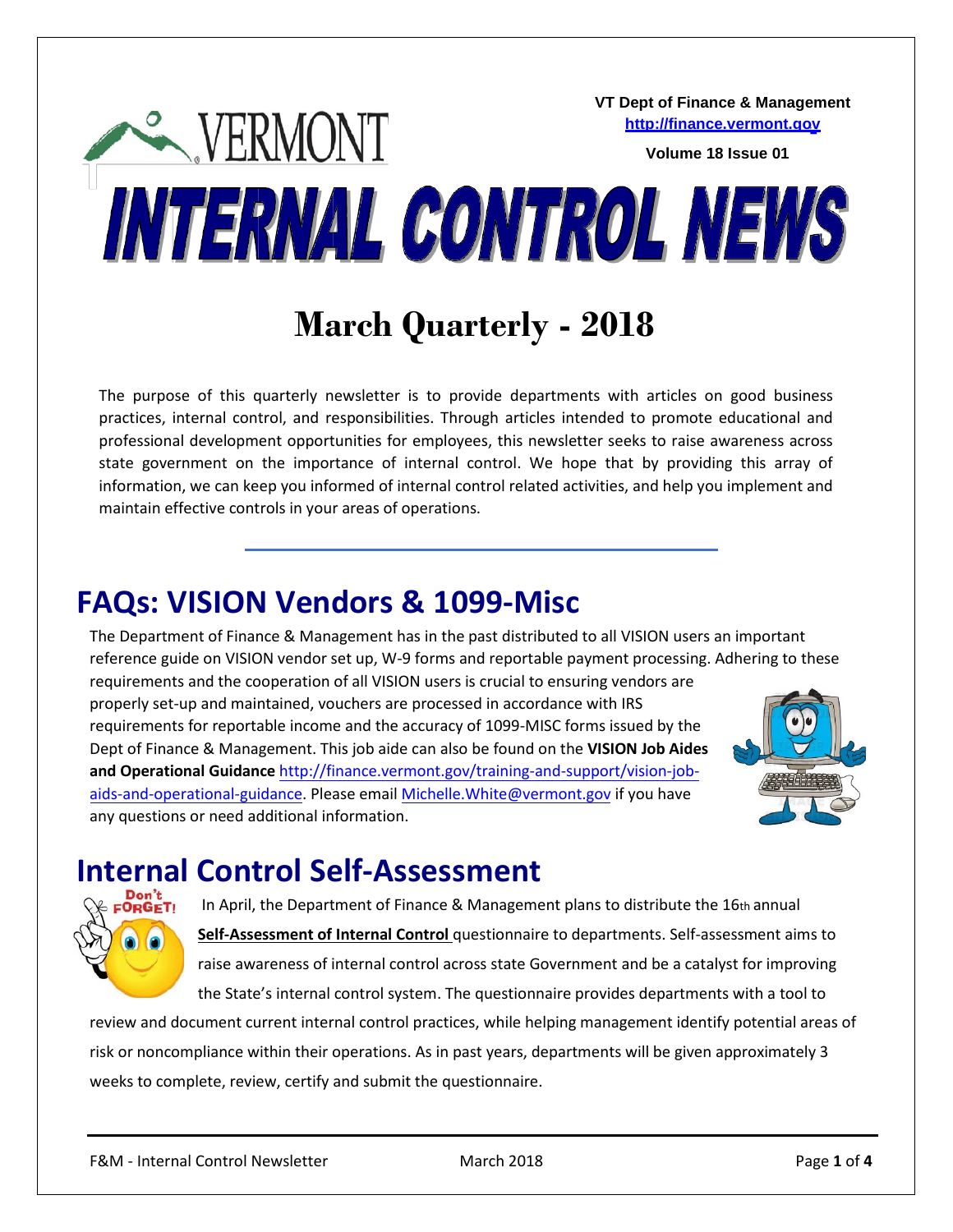VT Dept of Finance & Management
http://finance.vermont.gov

Volume 18 Issue 01

# INTERNAL CONTROL NEWS

## March Quarterly - 2018

The purpose of this quarterly newsletter is to provide departments with articles on good business practices, internal control, and responsibilities. Through articles intended to promote educational and professional development opportunities for employees, this newsletter seeks to raise awareness across state government on the importance of internal control. We hope that by providing this array of information, we can keep you informed of internal control related activities, and help you implement and maintain effective controls in your areas of operations.

## FAQs: VISION Vendors & 1099-Misc

The Department of Finance & Management has in the past distributed to all VISION users an important reference guide on VISION vendor set up, W-9 forms and reportable payment processing. Adhering to these requirements and the cooperation of all VISION users is crucial to ensuring vendors are properly set-up and maintained, vouchers are processed in accordance with IRS requirements for reportable income and the accuracy of 1099-MISC forms issued by the Dept of Finance & Management. This job aide can also be found on the **VISION Job Aides and Operational Guidance** http://finance.vermont.gov/training-and-support/vision-job-aids-and-operational-guidance. Please email Michelle.White@vermont.gov if you have any questions or need additional information.

## Internal Control Self-Assessment

In April, the Department of Finance & Management plans to distribute the 16th annual **Self-Assessment of Internal Control** questionnaire to departments. Self-assessment aims to raise awareness of internal control across state Government and be a catalyst for improving the State's internal control system. The questionnaire provides departments with a tool to review and document current internal control practices, while helping management identify potential areas of risk or noncompliance within their operations. As in past years, departments will be given approximately 3 weeks to complete, review, certify and submit the questionnaire.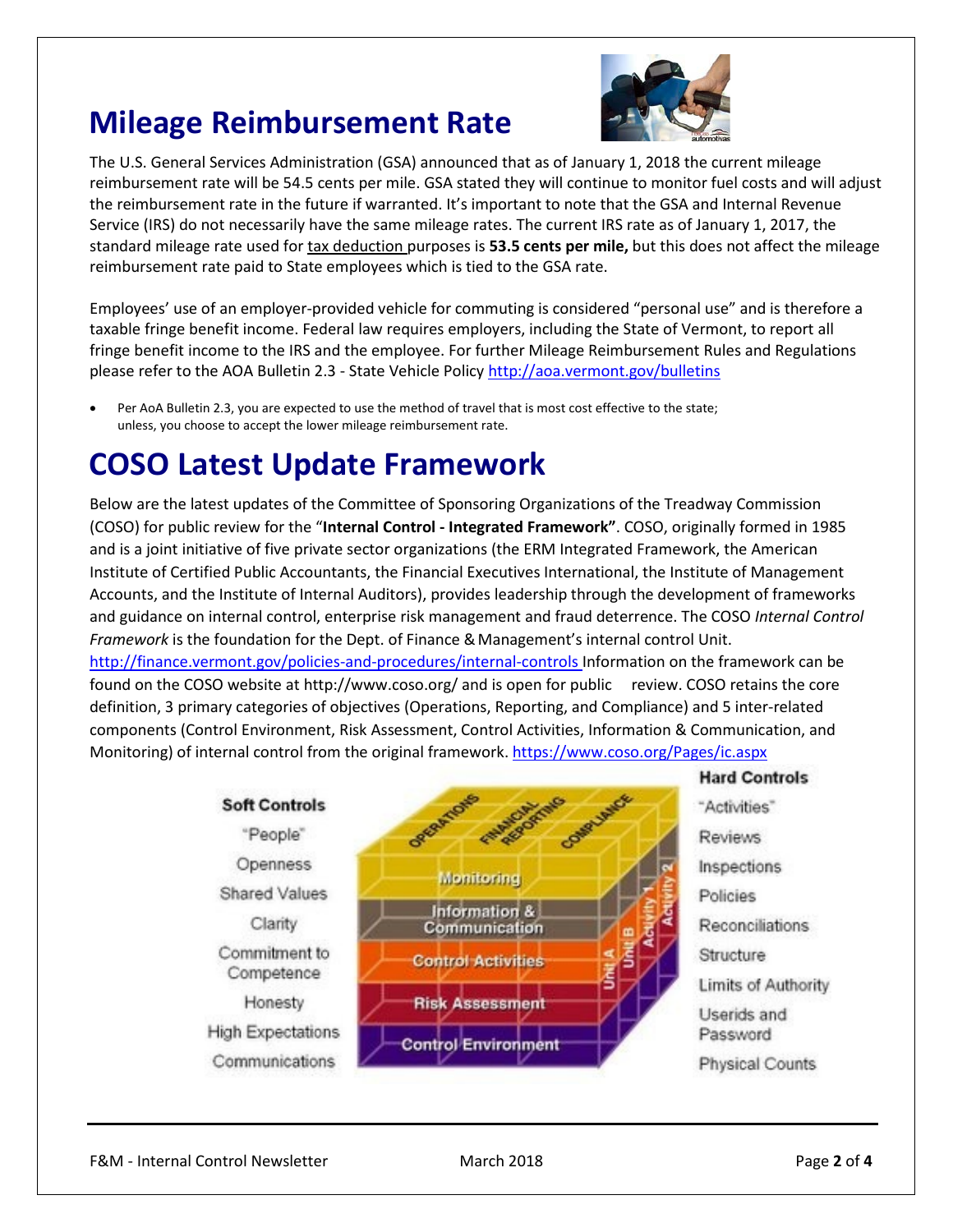# Mileage Reimbursement Rate

The U.S. General Services Administration (GSA) announced that as of January 1, 2018 the current mileage reimbursement rate will be 54.5 cents per mile. GSA stated they will continue to monitor fuel costs and will adjust the reimbursement rate in the future if warranted. It's important to note that the GSA and Internal Revenue Service (IRS) do not necessarily have the same mileage rates. The current IRS rate as of January 1, 2017, the standard mileage rate used for tax deduction purposes is **53.5 cents per mile,** but this does not affect the mileage reimbursement rate paid to State employees which is tied to the GSA rate.

Employees' use of an employer-provided vehicle for commuting is considered "personal use" and is therefore a taxable fringe benefit income. Federal law requires employers, including the State of Vermont, to report all fringe benefit income to the IRS and the employee. For further Mileage Reimbursement Rules and Regulations please refer to the AOA Bulletin 2.3 - State Vehicle Policy http://aoa.vermont.gov/bulletins

- Per AoA Bulletin 2.3, you are expected to use the method of travel that is most cost effective to the state; unless, you choose to accept the lower mileage reimbursement rate.

# COSO Latest Update Framework

Below are the latest updates of the Committee of Sponsoring Organizations of the Treadway Commission (COSO) for public review for the "**Internal Control - Integrated Framework"**. COSO, originally formed in 1985 and is a joint initiative of five private sector organizations (the ERM Integrated Framework, the American Institute of Certified Public Accountants, the Financial Executives International, the Institute of Management Accounts, and the Institute of Internal Auditors), provides leadership through the development of frameworks and guidance on internal control, enterprise risk management and fraud deterrence. The COSO *Internal Control Framework* is the foundation for the Dept. of Finance & Management's internal control Unit. http://finance.vermont.gov/policies-and-procedures/internal-controls Information on the framework can be found on the COSO website at http://www.coso.org/ and is open for public review. COSO retains the core definition, 3 primary categories of objectives (Operations, Reporting, and Compliance) and 5 inter-related components (Control Environment, Risk Assessment, Control Activities, Information & Communication, and Monitoring) of internal control from the original framework. https://www.coso.org/Pages/ic.aspx

Soft Controls
"People"
Openness
Shared Values
Clarity
Commitment to Competence
Honesty
High Expectations
Communications

Operations
Financial Reporting
Compliance
Monitoring
Information & Communication
Control Activities
Risk Assessment
Control Environment
Unit A
Unit B
Activity 1
Activity 2

Hard Controls
"Activities"
Reviews
Inspections
Policies
Reconciliations
Structure
Limits of Authority
Userids and Password
Physical Counts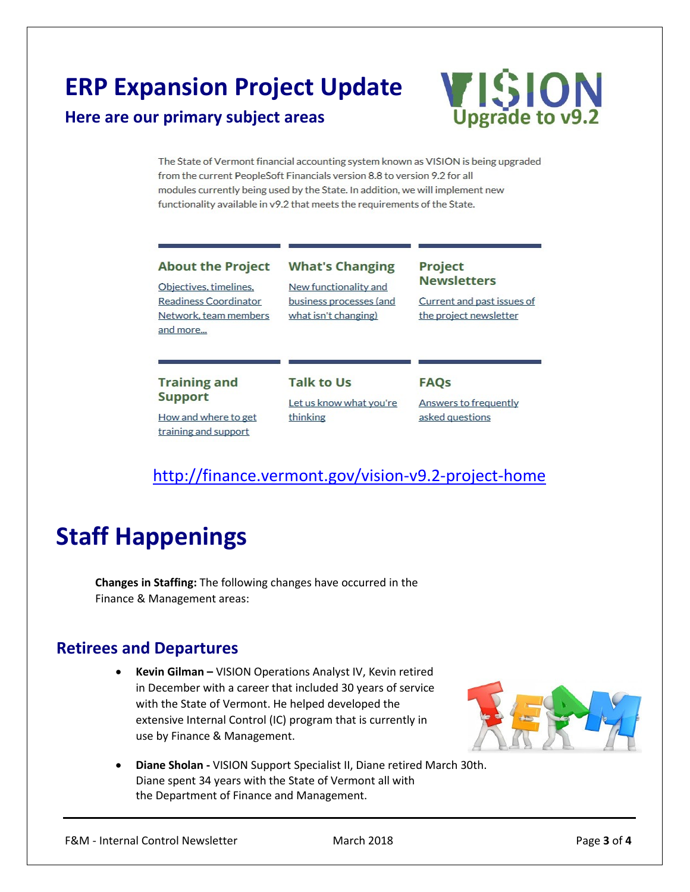# ERP Expansion Project Update

## Here are our primary subject areas

VISION
Upgrade to v9.2

The State of Vermont financial accounting system known as VISION is being upgraded from the current PeopleSoft Financials version 8.8 to version 9.2 for all modules currently being used by the State. In addition, we will implement new functionality available in v9.2 that meets the requirements of the State.

### About the Project

Objectives, timelines, Readiness Coordinator Network, team members and more...

### What's Changing

New functionality and business processes (and what isn't changing)

### Project Newsletters

Current and past issues of the project newsletter

### Training and Support

How and where to get training and support

### Talk to Us

Let us know what you're thinking

### FAQs

Answers to frequently asked questions

http://finance.vermont.gov/vision-v9.2-project-home

# Staff Happenings

**Changes in Staffing:** The following changes have occurred in the Finance & Management areas:

## Retirees and Departures

- **Kevin Gilman –** VISION Operations Analyst IV, Kevin retired in December with a career that included 30 years of service with the State of Vermont. He helped developed the extensive Internal Control (IC) program that is currently in use by Finance & Management.
- **Diane Sholan -** VISION Support Specialist II, Diane retired March 30th. Diane spent 34 years with the State of Vermont all with the Department of Finance and Management.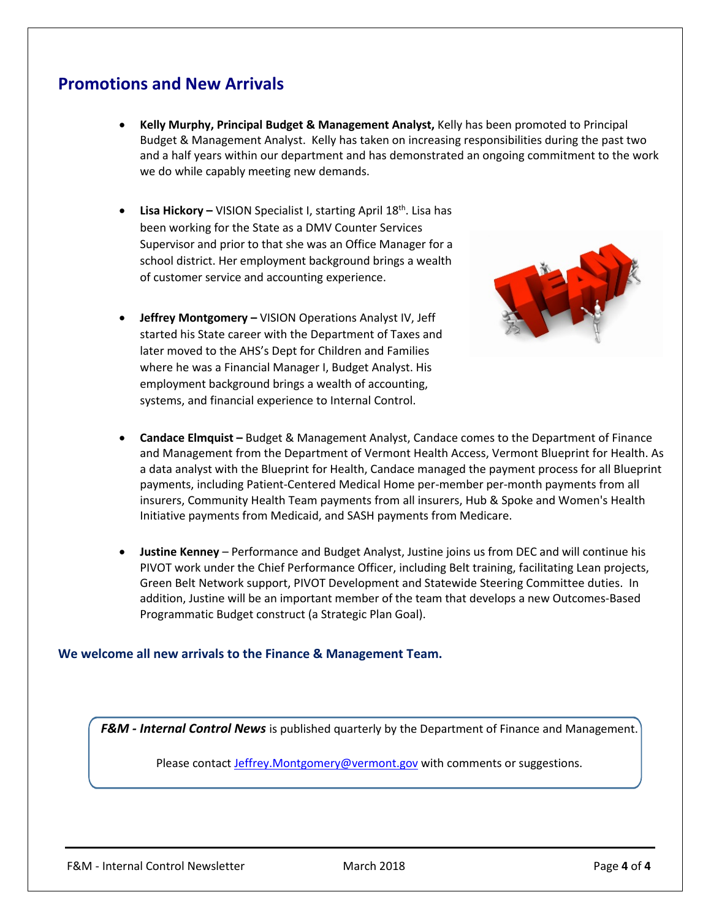## Promotions and New Arrivals

- **Kelly Murphy, Principal Budget & Management Analyst,** Kelly has been promoted to Principal Budget & Management Analyst. Kelly has taken on increasing responsibilities during the past two and a half years within our department and has demonstrated an ongoing commitment to the work we do while capably meeting new demands.

- **Lisa Hickory –** VISION Specialist I, starting April 18th. Lisa has been working for the State as a DMV Counter Services Supervisor and prior to that she was an Office Manager for a school district. Her employment background brings a wealth of customer service and accounting experience.

- **Jeffrey Montgomery –** VISION Operations Analyst IV, Jeff started his State career with the Department of Taxes and later moved to the AHS's Dept for Children and Families where he was a Financial Manager I, Budget Analyst. His employment background brings a wealth of accounting, systems, and financial experience to Internal Control.

- **Candace Elmquist –** Budget & Management Analyst, Candace comes to the Department of Finance and Management from the Department of Vermont Health Access, Vermont Blueprint for Health. As a data analyst with the Blueprint for Health, Candace managed the payment process for all Blueprint payments, including Patient-Centered Medical Home per-member per-month payments from all insurers, Community Health Team payments from all insurers, Hub & Spoke and Women's Health Initiative payments from Medicaid, and SASH payments from Medicare.

- **Justine Kenney** – Performance and Budget Analyst, Justine joins us from DEC and will continue his PIVOT work under the Chief Performance Officer, including Belt training, facilitating Lean projects, Green Belt Network support, PIVOT Development and Statewide Steering Committee duties. In addition, Justine will be an important member of the team that develops a new Outcomes-Based Programmatic Budget construct (a Strategic Plan Goal).

**We welcome all new arrivals to the Finance & Management Team.**

***F&M - Internal Control News*** is published quarterly by the Department of Finance and Management.

Please contact Jeffrey.Montgomery@vermont.gov with comments or suggestions.